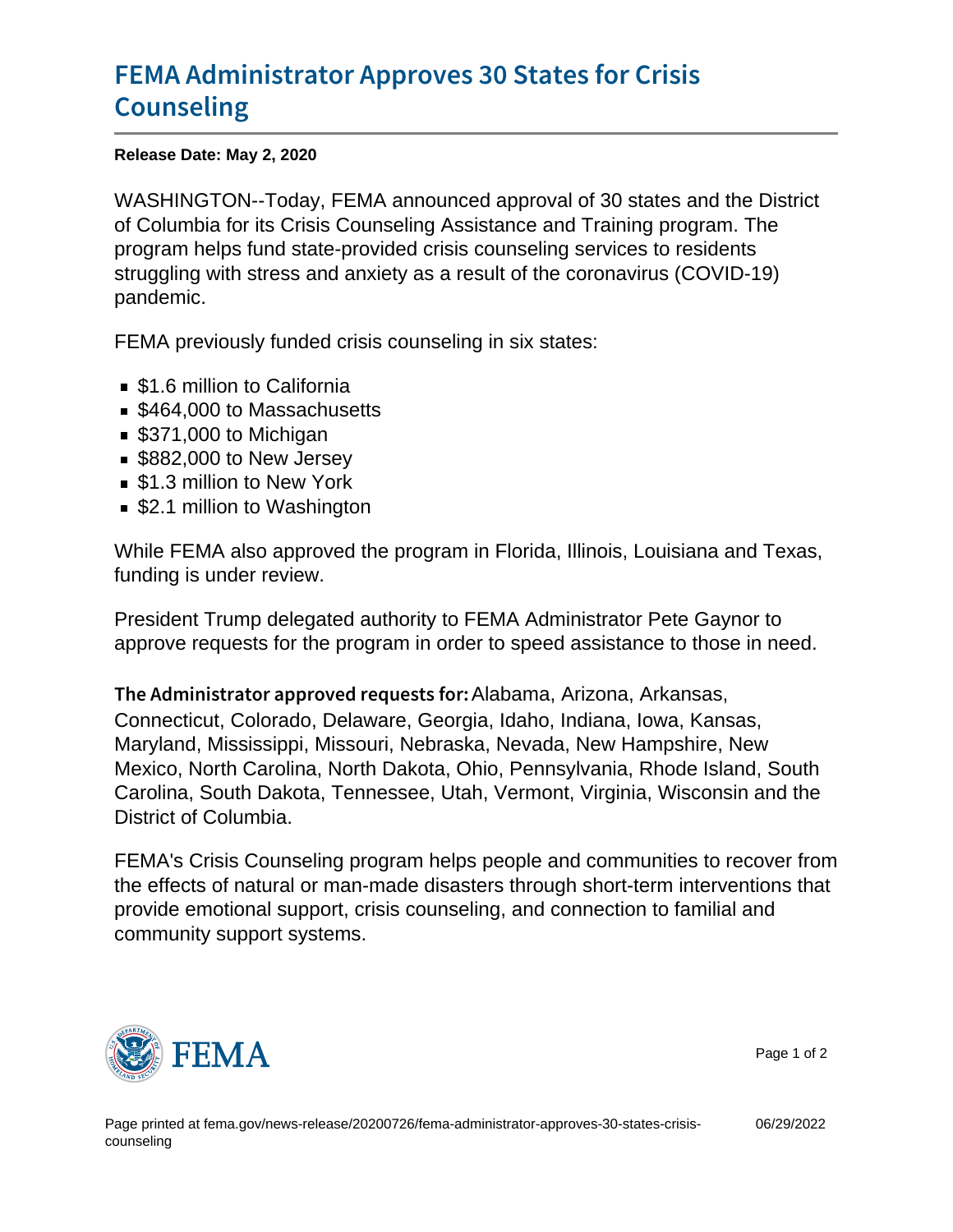# FEMA Administrator Approves 30 States for Crisis Counseling

**Release Date: May 2, 2020**

WASHINGTON--Today, FEMA announced approval of 30 states and the District of Columbia for its Crisis Counseling Assistance and Training program. The program helps fund state-provided crisis counseling services to residents struggling with stress and anxiety as a result of the coronavirus (COVID-19) pandemic.

FEMA previously funded crisis counseling in six states:

- $1.6 million to California
- $464,000 to Massachusetts
- $371,000 to Michigan
- $882,000 to New Jersey
- $1.3 million to New York
- $2.1 million to Washington

While FEMA also approved the program in Florida, Illinois, Louisiana and Texas, funding is under review.

President Trump delegated authority to FEMA Administrator Pete Gaynor to approve requests for the program in order to speed assistance to those in need.

**The Administrator approved requests for:** Alabama, Arizona, Arkansas, Connecticut, Colorado, Delaware, Georgia, Idaho, Indiana, Iowa, Kansas, Maryland, Mississippi, Missouri, Nebraska, Nevada, New Hampshire, New Mexico, North Carolina, North Dakota, Ohio, Pennsylvania, Rhode Island, South Carolina, South Dakota, Tennessee, Utah, Vermont, Virginia, Wisconsin and the District of Columbia.

FEMA's Crisis Counseling program helps people and communities to recover from the effects of natural or man-made disasters through short-term interventions that provide emotional support, crisis counseling, and connection to familial and community support systems.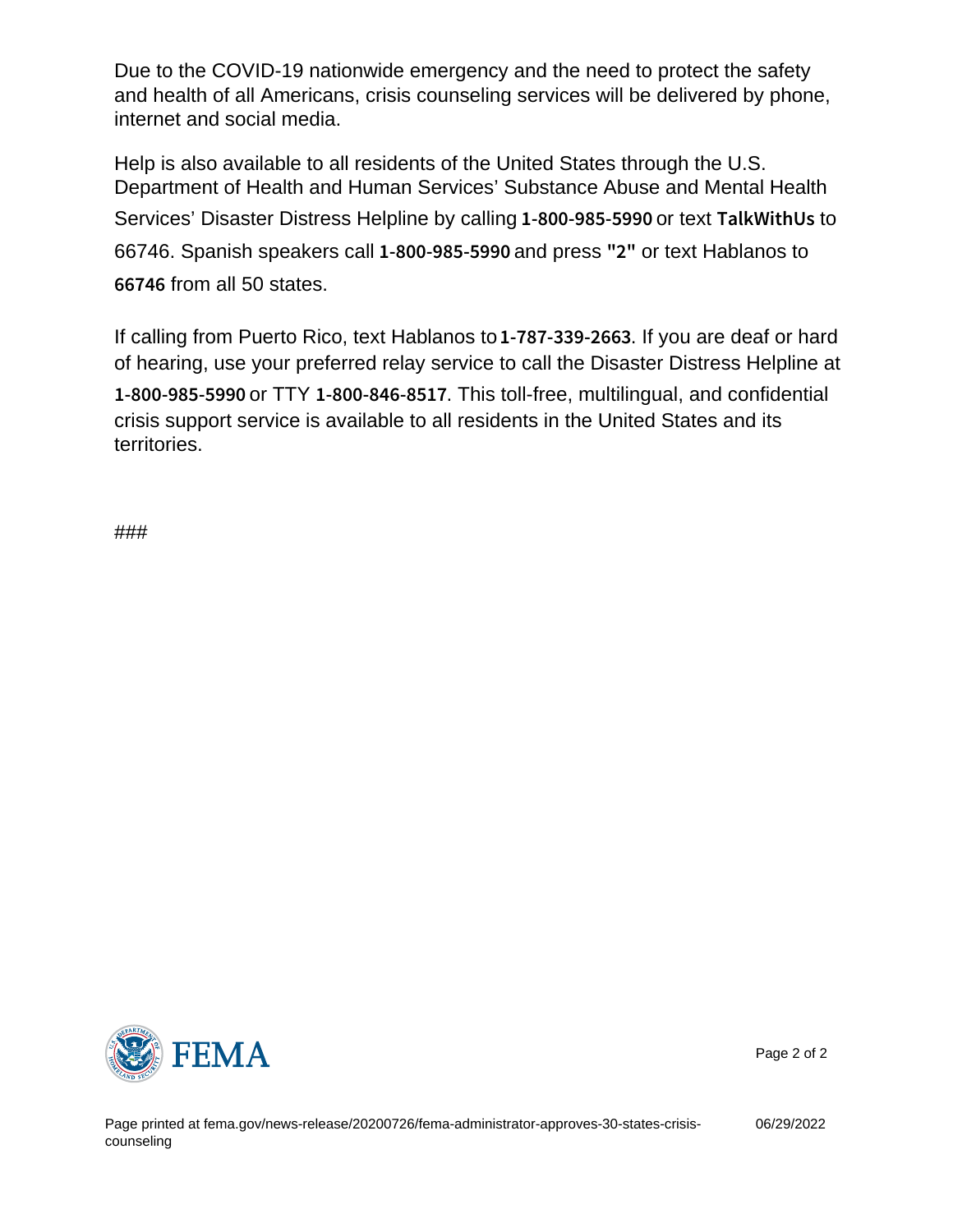Due to the COVID-19 nationwide emergency and the need to protect the safety and health of all Americans, crisis counseling services will be delivered by phone, internet and social media.

Help is also available to all residents of the United States through the U.S. Department of Health and Human Services' Substance Abuse and Mental Health Services' Disaster Distress Helpline by calling **1-800-985-5990** or text **TalkWithUs** to 66746. Spanish speakers call **1-800-985-5990** and press **"2"** or text Hablanos to **66746** from all 50 states.

If calling from Puerto Rico, text Hablanos to **1-787-339-2663**. If you are deaf or hard of hearing, use your preferred relay service to call the Disaster Distress Helpline at **1-800-985-5990** or TTY **1-800-846-8517**. This toll-free, multilingual, and confidential crisis support service is available to all residents in the United States and its territories.

###